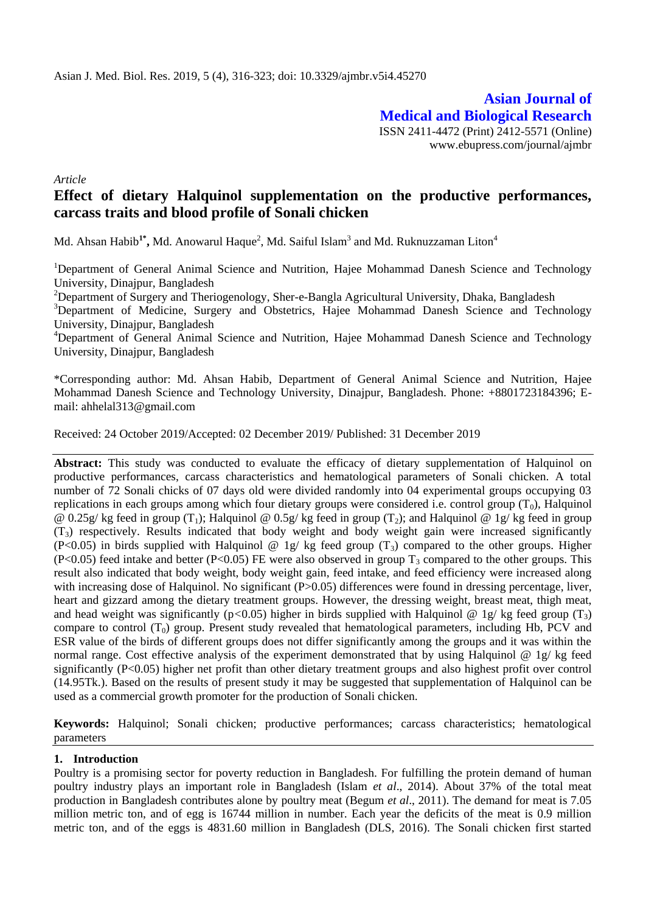Asian J. Med. Biol. Res. 2019, 5 (4), 316-323; doi: 10.3329/ajmbr.v5i4.45270

**Asian Journal of Medical and Biological Research**
ISSN 2411-4472 (Print) 2412-5571 (Online)
www.ebupress.com/journal/ajmbr

*Article*

# Effect of dietary Halquinol supplementation on the productive performances, carcass traits and blood profile of Sonali chicken

Md. Ahsan Habib[1*], Md. Anowarul Haque[2], Md. Saiful Islam[3] and Md. Ruknuzzaman Liton[4]

[1]Department of General Animal Science and Nutrition, Hajee Mohammad Danesh Science and Technology University, Dinajpur, Bangladesh

[2]Department of Surgery and Theriogenology, Sher-e-Bangla Agricultural University, Dhaka, Bangladesh

[3]Department of Medicine, Surgery and Obstetrics, Hajee Mohammad Danesh Science and Technology University, Dinajpur, Bangladesh

[4]Department of General Animal Science and Nutrition, Hajee Mohammad Danesh Science and Technology University, Dinajpur, Bangladesh

*Corresponding author: Md. Ahsan Habib, Department of General Animal Science and Nutrition, Hajee Mohammad Danesh Science and Technology University, Dinajpur, Bangladesh. Phone: +8801723184396; E-mail: ahhelal313@gmail.com

Received: 24 October 2019/Accepted: 02 December 2019/ Published: 31 December 2019

**Abstract:** This study was conducted to evaluate the efficacy of dietary supplementation of Halquinol on productive performances, carcass characteristics and hematological parameters of Sonali chicken. A total number of 72 Sonali chicks of 07 days old were divided randomly into 04 experimental groups occupying 03 replications in each groups among which four dietary groups were considered i.e. control group ($T_0$), Halquinol @ 0.25g/ kg feed in group ($T_1$); Halquinol @ 0.5g/ kg feed in group ($T_2$); and Halquinol @ 1g/ kg feed in group ($T_3$) respectively. Results indicated that body weight and body weight gain were increased significantly ($P<0.05$) in birds supplied with Halquinol @ 1g/ kg feed group ($T_3$) compared to the other groups. Higher ($P<0.05$) feed intake and better ($P<0.05$) FE were also observed in group $T_3$ compared to the other groups. This result also indicated that body weight, body weight gain, feed intake, and feed efficiency were increased along with increasing dose of Halquinol. No significant ($P>0.05$) differences were found in dressing percentage, liver, heart and gizzard among the dietary treatment groups. However, the dressing weight, breast meat, thigh meat, and head weight was significantly ($p<0.05$) higher in birds supplied with Halquinol @ 1g/ kg feed group ($T_3$) compare to control ($T_0$) group. Present study revealed that hematological parameters, including Hb, PCV and ESR value of the birds of different groups does not differ significantly among the groups and it was within the normal range. Cost effective analysis of the experiment demonstrated that by using Halquinol @ 1g/ kg feed significantly ($P<0.05$) higher net profit than other dietary treatment groups and also highest profit over control (14.95Tk.). Based on the results of present study it may be suggested that supplementation of Halquinol can be used as a commercial growth promoter for the production of Sonali chicken.

**Keywords:** Halquinol; Sonali chicken; productive performances; carcass characteristics; hematological parameters

## 1. Introduction

Poultry is a promising sector for poverty reduction in Bangladesh. For fulfilling the protein demand of human poultry industry plays an important role in Bangladesh (Islam *et al*., 2014). About 37% of the total meat production in Bangladesh contributes alone by poultry meat (Begum *et al*., 2011). The demand for meat is 7.05 million metric ton, and of egg is 16744 million in number. Each year the deficits of the meat is 0.9 million metric ton, and of the eggs is 4831.60 million in Bangladesh (DLS, 2016). The Sonali chicken first started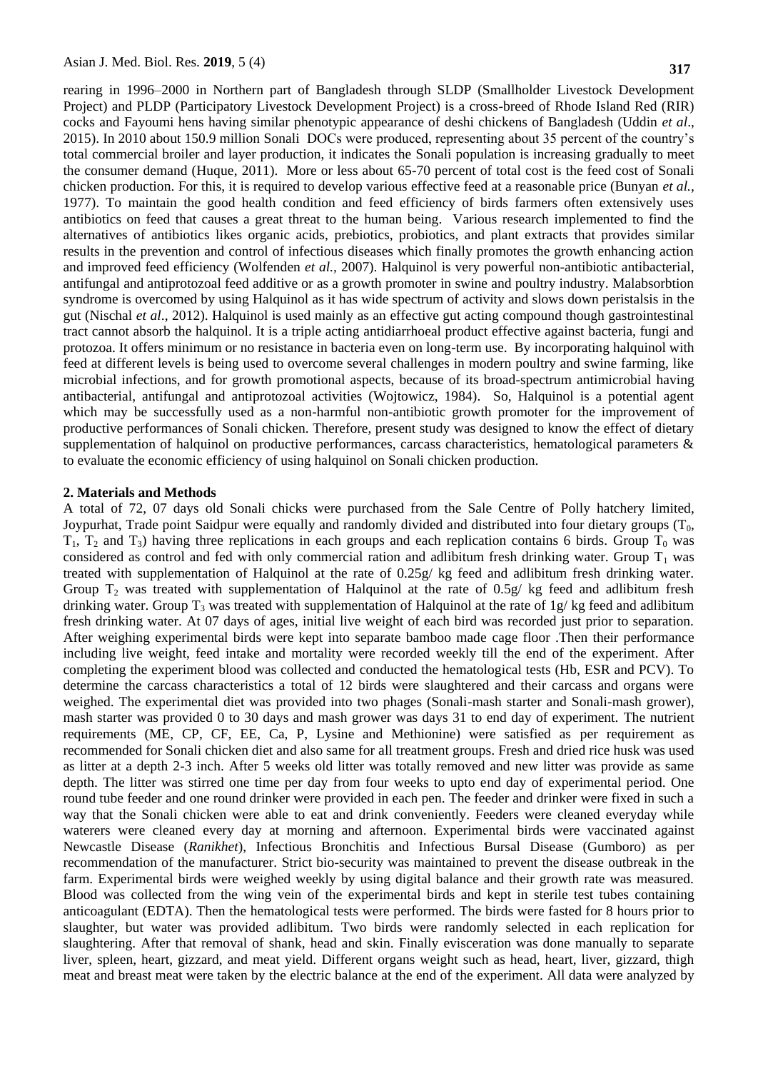rearing in 1996–2000 in Northern part of Bangladesh through SLDP (Smallholder Livestock Development Project) and PLDP (Participatory Livestock Development Project) is a cross-breed of Rhode Island Red (RIR) cocks and Fayoumi hens having similar phenotypic appearance of deshi chickens of Bangladesh (Uddin *et al*., 2015). In 2010 about 150.9 million Sonali DOCs were produced, representing about 35 percent of the country's total commercial broiler and layer production, it indicates the Sonali population is increasing gradually to meet the consumer demand (Huque, 2011). More or less about 65-70 percent of total cost is the feed cost of Sonali chicken production. For this, it is required to develop various effective feed at a reasonable price (Bunyan *et al.*, 1977). To maintain the good health condition and feed efficiency of birds farmers often extensively uses antibiotics on feed that causes a great threat to the human being. Various research implemented to find the alternatives of antibiotics likes organic acids, prebiotics, probiotics, and plant extracts that provides similar results in the prevention and control of infectious diseases which finally promotes the growth enhancing action and improved feed efficiency (Wolfenden *et al.*, 2007). Halquinol is very powerful non-antibiotic antibacterial, antifungal and antiprotozoal feed additive or as a growth promoter in swine and poultry industry. Malabsorbtion syndrome is overcomed by using Halquinol as it has wide spectrum of activity and slows down peristalsis in the gut (Nischal *et al*., 2012). Halquinol is used mainly as an effective gut acting compound though gastrointestinal tract cannot absorb the halquinol. It is a triple acting antidiarrhoeal product effective against bacteria, fungi and protozoa. It offers minimum or no resistance in bacteria even on long-term use. By incorporating halquinol with feed at different levels is being used to overcome several challenges in modern poultry and swine farming, like microbial infections, and for growth promotional aspects, because of its broad-spectrum antimicrobial having antibacterial, antifungal and antiprotozoal activities (Wojtowicz, 1984). So, Halquinol is a potential agent which may be successfully used as a non-harmful non-antibiotic growth promoter for the improvement of productive performances of Sonali chicken. Therefore, present study was designed to know the effect of dietary supplementation of halquinol on productive performances, carcass characteristics, hematological parameters & to evaluate the economic efficiency of using halquinol on Sonali chicken production.

## 2. Materials and Methods

A total of 72, 07 days old Sonali chicks were purchased from the Sale Centre of Polly hatchery limited, Joypurhat, Trade point Saidpur were equally and randomly divided and distributed into four dietary groups ($T_0$, $T_1$, $T_2$ and $T_3$) having three replications in each groups and each replication contains 6 birds. Group $T_0$ was considered as control and fed with only commercial ration and adlibitum fresh drinking water. Group $T_1$ was treated with supplementation of Halquinol at the rate of 0.25g/ kg feed and adlibitum fresh drinking water. Group $T_2$ was treated with supplementation of Halquinol at the rate of 0.5g/ kg feed and adlibitum fresh drinking water. Group $T_3$ was treated with supplementation of Halquinol at the rate of 1g/ kg feed and adlibitum fresh drinking water. At 07 days of ages, initial live weight of each bird was recorded just prior to separation. After weighing experimental birds were kept into separate bamboo made cage floor .Then their performance including live weight, feed intake and mortality were recorded weekly till the end of the experiment. After completing the experiment blood was collected and conducted the hematological tests (Hb, ESR and PCV). To determine the carcass characteristics a total of 12 birds were slaughtered and their carcass and organs were weighed. The experimental diet was provided into two phages (Sonali-mash starter and Sonali-mash grower), mash starter was provided 0 to 30 days and mash grower was days 31 to end day of experiment. The nutrient requirements (ME, CP, CF, EE, Ca, P, Lysine and Methionine) were satisfied as per requirement as recommended for Sonali chicken diet and also same for all treatment groups. Fresh and dried rice husk was used as litter at a depth 2-3 inch. After 5 weeks old litter was totally removed and new litter was provide as same depth. The litter was stirred one time per day from four weeks to upto end day of experimental period. One round tube feeder and one round drinker were provided in each pen. The feeder and drinker were fixed in such a way that the Sonali chicken were able to eat and drink conveniently. Feeders were cleaned everyday while waterers were cleaned every day at morning and afternoon. Experimental birds were vaccinated against Newcastle Disease (*Ranikhet*), Infectious Bronchitis and Infectious Bursal Disease (Gumboro) as per recommendation of the manufacturer. Strict bio-security was maintained to prevent the disease outbreak in the farm. Experimental birds were weighed weekly by using digital balance and their growth rate was measured. Blood was collected from the wing vein of the experimental birds and kept in sterile test tubes containing anticoagulant (EDTA). Then the hematological tests were performed. The birds were fasted for 8 hours prior to slaughter, but water was provided adlibitum. Two birds were randomly selected in each replication for slaughtering. After that removal of shank, head and skin. Finally evisceration was done manually to separate liver, spleen, heart, gizzard, and meat yield. Different organs weight such as head, heart, liver, gizzard, thigh meat and breast meat were taken by the electric balance at the end of the experiment. All data were analyzed by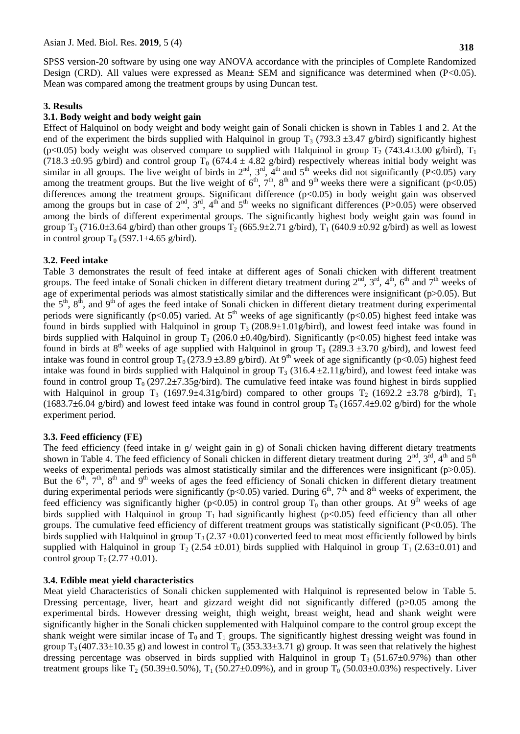SPSS version-20 software by using one way ANOVA accordance with the principles of Complete Randomized Design (CRD). All values were expressed as Mean± SEM and significance was determined when (P<0.05). Mean was compared among the treatment groups by using Duncan test.

## 3. Results

### 3.1. Body weight and body weight gain

Effect of Halquinol on body weight and body weight gain of Sonali chicken is shown in Tables 1 and 2. At the end of the experiment the birds supplied with Halquinol in group $T_3$ (793.3 ±3.47 g/bird) significantly highest (p<0.05) body weight was observed compare to supplied with Halquinol in group $T_2$ (743.4±3.00 g/bird), $T_1$ (718.3 ±0.95 g/bird) and control group $T_0$ (674.4 ± 4.82 g/bird) respectively whereas initial body weight was similar in all groups. The live weight of birds in 2nd, 3rd, 4th and 5th weeks did not significantly (P<0.05) vary among the treatment groups. But the live weight of 6th, 7th, 8th and 9th weeks there were a significant (p<0.05) differences among the treatment groups. Significant difference (p<0.05) in body weight gain was observed among the groups but in case of 2nd, 3rd, 4th and 5th weeks no significant differences (P>0.05) were observed among the birds of different experimental groups. The significantly highest body weight gain was found in group $T_3$ (716.0±3.64 g/bird) than other groups $T_2$ (665.9±2.71 g/bird), $T_1$ (640.9 ±0.92 g/bird) as well as lowest in control group $T_0$ (597.1±4.65 g/bird).

### 3.2. Feed intake

Table 3 demonstrates the result of feed intake at different ages of Sonali chicken with different treatment groups. The feed intake of Sonali chicken in different dietary treatment during 2nd, 3rd, 4th, 6th and 7th weeks of age of experimental periods was almost statistically similar and the differences were insignificant (p>0.05). But the 5th, 8th, and 9th of ages the feed intake of Sonali chicken in different dietary treatment during experimental periods were significantly (p<0.05) varied. At 5th weeks of age significantly (p<0.05) highest feed intake was found in birds supplied with Halquinol in group $T_3$ (208.9±1.01g/bird), and lowest feed intake was found in birds supplied with Halquinol in group $T_2$ (206.0 ±0.40g/bird). Significantly (p<0.05) highest feed intake was found in birds at 8th weeks of age supplied with Halquinol in group $T_3$ (289.3 ±3.70 g/bird), and lowest feed intake was found in control group $T_0$ (273.9 ±3.89 g/bird). At 9th week of age significantly (p<0.05) highest feed intake was found in birds supplied with Halquinol in group $T_3$ (316.4 ±2.11g/bird), and lowest feed intake was found in control group $T_0$ (297.2±7.35g/bird). The cumulative feed intake was found highest in birds supplied with Halquinol in group $T_3$ (1697.9±4.31g/bird) compared to other groups $T_2$ (1692.2 ±3.78 g/bird), $T_1$ (1683.7±6.04 g/bird) and lowest feed intake was found in control group $T_0$ (1657.4±9.02 g/bird) for the whole experiment period.

### 3.3. Feed efficiency (FE)

The feed efficiency (feed intake in g/ weight gain in g) of Sonali chicken having different dietary treatments shown in Table 4. The feed efficiency of Sonali chicken in different dietary treatment during 2nd, 3rd, 4th and 5th weeks of experimental periods was almost statistically similar and the differences were insignificant (p>0.05). But the 6th, 7th, 8th and 9th weeks of ages the feed efficiency of Sonali chicken in different dietary treatment during experimental periods were significantly (p<0.05) varied. During 6th, 7th, and 8th weeks of experiment, the feed efficiency was significantly higher (p<0.05) in control group $T_0$ than other groups. At 9th weeks of age birds supplied with Halquinol in group $T_1$ had significantly highest (p<0.05) feed efficiency than all other groups. The cumulative feed efficiency of different treatment groups was statistically significant (P<0.05). The birds supplied with Halquinol in group $T_3$ (2.37 ±0.01) converted feed to meat most efficiently followed by birds supplied with Halquinol in group $T_2$ (2.54 ±0.01), birds supplied with Halquinol in group $T_1$ (2.63±0.01) and control group $T_0$ (2.77 ±0.01).

### 3.4. Edible meat yield characteristics

Meat yield Characteristics of Sonali chicken supplemented with Halquinol is represented below in Table 5. Dressing percentage, liver, heart and gizzard weight did not significantly differed (p>0.05 among the experimental birds. However dressing weight, thigh weight, breast weight, head and shank weight were significantly higher in the Sonali chicken supplemented with Halquinol compare to the control group except the shank weight were similar incase of $T_0$ and $T_1$ groups. The significantly highest dressing weight was found in group $T_3$ (407.33±10.35 g) and lowest in control $T_0$ (353.33±3.71 g) group. It was seen that relatively the highest dressing percentage was observed in birds supplied with Halquinol in group $T_3$ (51.67±0.97%) than other treatment groups like $T_2$ (50.39±0.50%), $T_1$ (50.27±0.09%), and in group $T_0$ (50.03±0.03%) respectively. Liver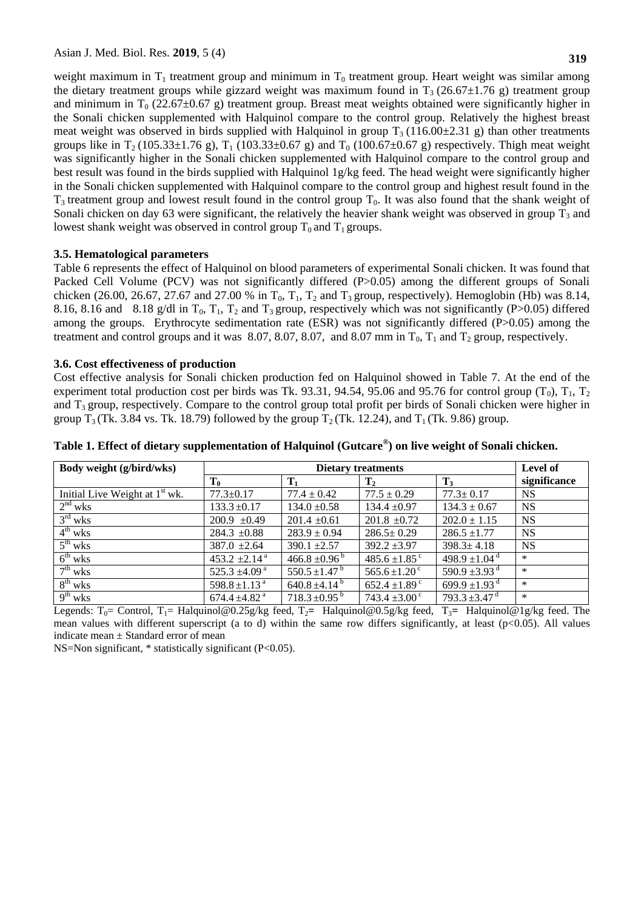weight maximum in $T_1$ treatment group and minimum in $T_0$ treatment group. Heart weight was similar among the dietary treatment groups while gizzard weight was maximum found in $T_3$ (26.67±1.76 g) treatment group and minimum in $T_0$ (22.67±0.67 g) treatment group. Breast meat weights obtained were significantly higher in the Sonali chicken supplemented with Halquinol compare to the control group. Relatively the highest breast meat weight was observed in birds supplied with Halquinol in group $T_3$ (116.00±2.31 g) than other treatments groups like in $T_2$ (105.33±1.76 g), $T_1$ (103.33±0.67 g) and $T_0$ (100.67±0.67 g) respectively. Thigh meat weight was significantly higher in the Sonali chicken supplemented with Halquinol compare to the control group and best result was found in the birds supplied with Halquinol 1g/kg feed. The head weight were significantly higher in the Sonali chicken supplemented with Halquinol compare to the control group and highest result found in the $T_3$ treatment group and lowest result found in the control group $T_0$. It was also found that the shank weight of Sonali chicken on day 63 were significant, the relatively the heavier shank weight was observed in group $T_3$ and lowest shank weight was observed in control group $T_0$ and $T_1$ groups.

### 3.5. Hematological parameters

Table 6 represents the effect of Halquinol on blood parameters of experimental Sonali chicken. It was found that Packed Cell Volume (PCV) was not significantly differed (P>0.05) among the different groups of Sonali chicken (26.00, 26.67, 27.67 and 27.00 % in $T_0$, $T_1$, $T_2$ and $T_3$ group, respectively). Hemoglobin (Hb) was 8.14, 8.16, 8.16 and 8.18 g/dl in $T_0$, $T_1$, $T_2$ and $T_3$ group, respectively which was not significantly (P>0.05) differed among the groups. Erythrocyte sedimentation rate (ESR) was not significantly differed (P>0.05) among the treatment and control groups and it was 8.07, 8.07, 8.07, and 8.07 mm in $T_0$, $T_1$ and $T_2$ group, respectively.

### 3.6. Cost effectiveness of production

Cost effective analysis for Sonali chicken production fed on Halquinol showed in Table 7. At the end of the experiment total production cost per birds was Tk. 93.31, 94.54, 95.06 and 95.76 for control group ($T_0$), $T_1$, $T_2$ and $T_3$ group, respectively. Compare to the control group total profit per birds of Sonali chicken were higher in group $T_3$ (Tk. 3.84 vs. Tk. 18.79) followed by the group $T_2$ (Tk. 12.24), and $T_1$ (Tk. 9.86) group.

**Table 1. Effect of dietary supplementation of Halquinol (Gutcare®) on live weight of Sonali chicken.**

| Body weight (g/bird/wks) | Dietary treatments | | | | Level of significance |
|---|---|---|---|---|---|
| | $T_0$ | $T_1$ | $T_2$ | $T_3$ | |
| Initial Live Weight at 1st wk. | 77.3±0.17 | 77.4 ± 0.42 | 77.5 ± 0.29 | 77.3± 0.17 | NS |
| 2nd wks | 133.3 ±0.17 | 134.0 ±0.58 | 134.4 ±0.97 | 134.3 ± 0.67 | NS |
| 3rd wks | 200.9 ±0.49 | 201.4 ±0.61 | 201.8 ±0.72 | 202.0 ± 1.15 | NS |
| 4th wks | 284.3 ±0.88 | 283.9 ± 0.94 | 286.5± 0.29 | 286.5 ±1.77 | NS |
| 5th wks | 387.0 ±2.64 | 390.1 ±2.57 | 392.2 ±3.97 | 398.3± 4.18 | NS |
| 6th wks | 453.2 ±2.14 $^{a}$ | 466.8 ±0.96 $^{b}$ | 485.6 ±1.85 $^{c}$ | 498.9 ±1.04 $^{d}$ | * |
| 7th wks | 525.3 ±4.09 $^{a}$ | 550.5 ±1.47 $^{b}$ | 565.6 ±1.20 $^{c}$ | 590.9 ±3.93 $^{d}$ | * |
| 8th wks | 598.8 ±1.13 $^{a}$ | 640.8 ±4.14 $^{b}$ | 652.4 ±1.89 $^{c}$ | 699.9 ±1.93 $^{d}$ | * |
| 9th wks | 674.4 ±4.82 $^{a}$ | 718.3 ±0.95 $^{b}$ | 743.4 ±3.00 $^{c}$ | 793.3 ±3.47 $^{d}$ | * |

Legends: $T_0$= Control, $T_1$= Halquinol@0.25g/kg feed, $T_2$= Halquinol@0.5g/kg feed, $T_3$= Halquinol@1g/kg feed. The mean values with different superscript (a to d) within the same row differs significantly, at least (p<0.05). All values indicate mean ± Standard error of mean

NS=Non significant, * statistically significant (P<0.05).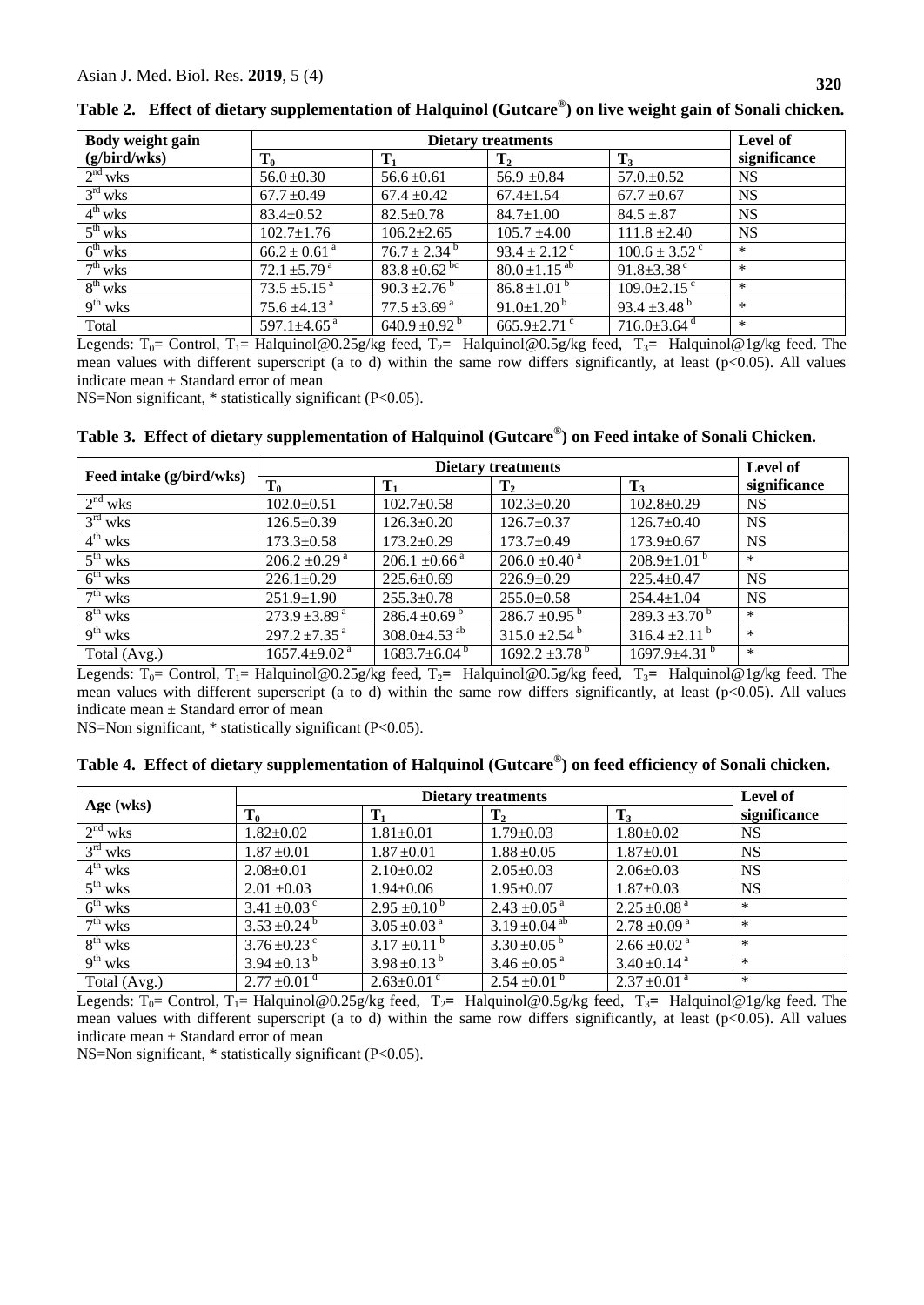**Table 2. Effect of dietary supplementation of Halquinol (Gutcare®) on live weight gain of Sonali chicken.**

| Body weight gain (g/bird/wks) | Dietary treatments | | | | Level of significance |
|---|---|---|---|---|---|
| | $T_0$ | $T_1$ | $T_2$ | $T_3$ | |
| $2^{nd}$ wks | 56.0 ±0.30 | 56.6 ±0.61 | 56.9 ±0.84 | 57.0.±0.52 | NS |
| $3^{rd}$ wks | 67.7 ±0.49 | 67.4 ±0.42 | 67.4±1.54 | 67.7 ±0.67 | NS |
| $4^{th}$ wks | 83.4±0.52 | 82.5±0.78 | 84.7±1.00 | 84.5 ±.87 | NS |
| $5^{th}$ wks | 102.7±1.76 | 106.2±2.65 | 105.7 ±4.00 | 111.8 ±2.40 | NS |
| $6^{th}$ wks | 66.2 ± 0.61 $^{a}$ | 76.7 ± 2.34 $^{b}$ | 93.4 ± 2.12 $^{c}$ | 100.6 ± 3.52 $^{c}$ | * |
| $7^{th}$ wks | 72.1 ±5.79 $^{a}$ | 83.8 ±0.62 $^{bc}$ | 80.0 ±1.15 $^{ab}$ | 91.8±3.38 $^{c}$ | * |
| $8^{th}$ wks | 73.5 ±5.15 $^{a}$ | 90.3 ±2.76 $^{b}$ | 86.8 ±1.01 $^{b}$ | 109.0±2.15 $^{c}$ | * |
| $9^{th}$ wks | 75.6 ±4.13 $^{a}$ | 77.5 ±3.69 $^{a}$ | 91.0±1.20 $^{b}$ | 93.4 ±3.48 $^{b}$ | * |
| Total | 597.1±4.65 $^{a}$ | 640.9 ±0.92 $^{b}$ | 665.9±2.71 $^{c}$ | 716.0±3.64 $^{d}$ | * |

Legends: $T_0$= Control, $T_1$= Halquinol@0.25g/kg feed, $T_2$= Halquinol@0.5g/kg feed, $T_3$= Halquinol@1g/kg feed. The mean values with different superscript (a to d) within the same row differs significantly, at least ($p<0.05$). All values indicate mean ± Standard error of mean

NS=Non significant, * statistically significant ($P<0.05$).

**Table 3. Effect of dietary supplementation of Halquinol (Gutcare®) on Feed intake of Sonali Chicken.**

| Feed intake (g/bird/wks) | Dietary treatments | | | | Level of significance |
|---|---|---|---|---|---|
| | $T_0$ | $T_1$ | $T_2$ | $T_3$ | |
| $2^{nd}$ wks | 102.0±0.51 | 102.7±0.58 | 102.3±0.20 | 102.8±0.29 | NS |
| $3^{rd}$ wks | 126.5±0.39 | 126.3±0.20 | 126.7±0.37 | 126.7±0.40 | NS |
| $4^{th}$ wks | 173.3±0.58 | 173.2±0.29 | 173.7±0.49 | 173.9±0.67 | NS |
| $5^{th}$ wks | 206.2 ±0.29 $^{a}$ | 206.1 ±0.66 $^{a}$ | 206.0 ±0.40 $^{a}$ | 208.9±1.01 $^{b}$ | * |
| $6^{th}$ wks | 226.1±0.29 | 225.6±0.69 | 226.9±0.29 | 225.4±0.47 | NS |
| $7^{th}$ wks | 251.9±1.90 | 255.3±0.78 | 255.0±0.58 | 254.4±1.04 | NS |
| $8^{th}$ wks | 273.9 ±3.89 $^{a}$ | 286.4 ±0.69 $^{b}$ | 286.7 ±0.95 $^{b}$ | 289.3 ±3.70 $^{b}$ | * |
| $9^{th}$ wks | 297.2 ±7.35 $^{a}$ | 308.0±4.53 $^{ab}$ | 315.0 ±2.54 $^{b}$ | 316.4 ±2.11 $^{b}$ | * |
| Total (Avg.) | 1657.4±9.02 $^{a}$ | 1683.7±6.04 $^{b}$ | 1692.2 ±3.78 $^{b}$ | 1697.9±4.31 $^{b}$ | * |

Legends: $T_0$= Control, $T_1$= Halquinol@0.25g/kg feed, $T_2$= Halquinol@0.5g/kg feed, $T_3$= Halquinol@1g/kg feed. The mean values with different superscript (a to d) within the same row differs significantly, at least ($p<0.05$). All values indicate mean ± Standard error of mean

NS=Non significant, * statistically significant ($P<0.05$).

**Table 4. Effect of dietary supplementation of Halquinol (Gutcare®) on feed efficiency of Sonali chicken.**

| Age (wks) | Dietary treatments | | | | Level of significance |
|---|---|---|---|---|---|
| | $T_0$ | $T_1$ | $T_2$ | $T_3$ | |
| $2^{nd}$ wks | 1.82±0.02 | 1.81±0.01 | 1.79±0.03 | 1.80±0.02 | NS |
| $3^{rd}$ wks | 1.87 ±0.01 | 1.87 ±0.01 | 1.88 ±0.05 | 1.87±0.01 | NS |
| $4^{th}$ wks | 2.08±0.01 | 2.10±0.02 | 2.05±0.03 | 2.06±0.03 | NS |
| $5^{th}$ wks | 2.01 ±0.03 | 1.94±0.06 | 1.95±0.07 | 1.87±0.03 | NS |
| $6^{th}$ wks | 3.41 ±0.03 $^{c}$ | 2.95 ±0.10 $^{b}$ | 2.43 ±0.05 $^{a}$ | 2.25 ±0.08 $^{a}$ | * |
| $7^{th}$ wks | 3.53 ±0.24 $^{b}$ | 3.05 ±0.03 $^{a}$ | 3.19 ±0.04 $^{ab}$ | 2.78 ±0.09 $^{a}$ | * |
| $8^{th}$ wks | 3.76 ±0.23 $^{c}$ | 3.17 ±0.11 $^{b}$ | 3.30 ±0.05 $^{b}$ | 2.66 ±0.02 $^{a}$ | * |
| $9^{th}$ wks | 3.94 ±0.13 $^{b}$ | 3.98 ±0.13 $^{b}$ | 3.46 ±0.05 $^{a}$ | 3.40 ±0.14 $^{a}$ | * |
| Total (Avg.) | 2.77 ±0.01 $^{d}$ | 2.63±0.01 $^{c}$ | 2.54 ±0.01 $^{b}$ | 2.37 ±0.01 $^{a}$ | * |

Legends: $T_0$= Control, $T_1$= Halquinol@0.25g/kg feed, $T_2$= Halquinol@0.5g/kg feed, $T_3$= Halquinol@1g/kg feed. The mean values with different superscript (a to d) within the same row differs significantly, at least ($p<0.05$). All values indicate mean ± Standard error of mean

NS=Non significant, * statistically significant ($P<0.05$).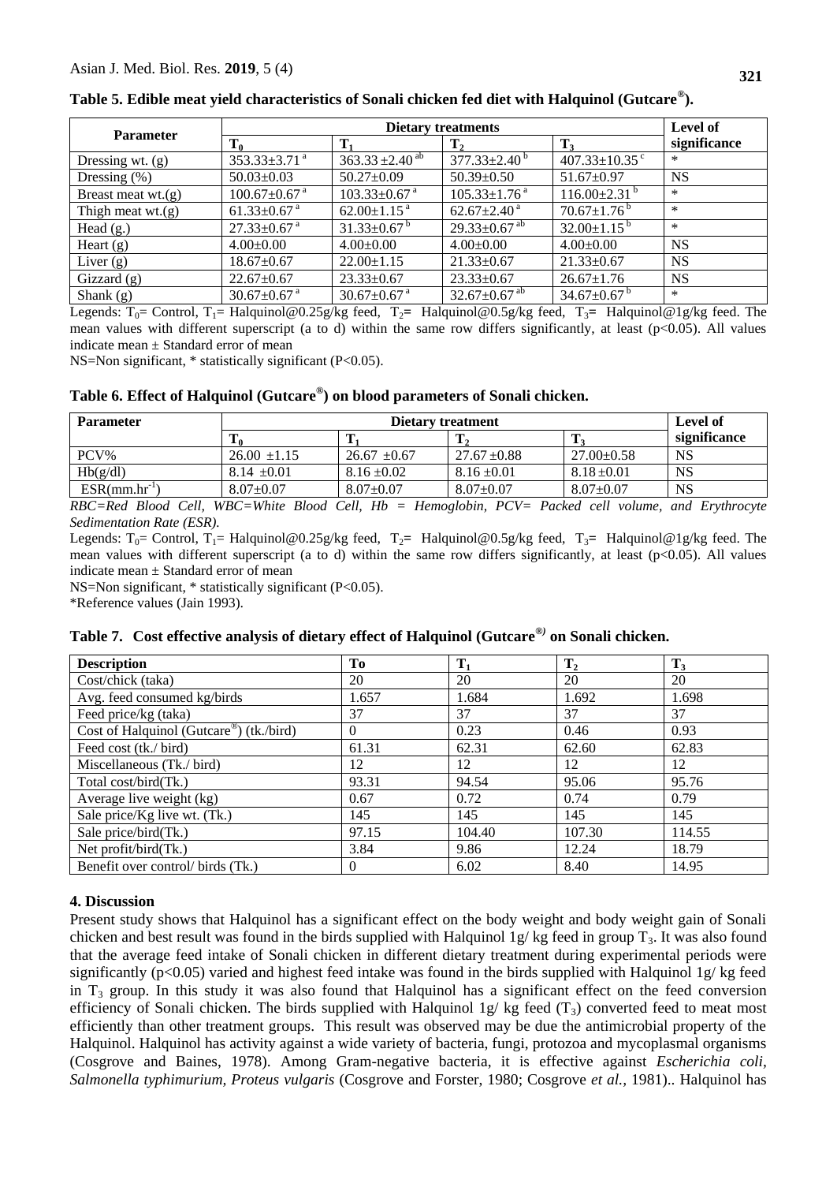**Table 5. Edible meat yield characteristics of Sonali chicken fed diet with Halquinol (Gutcare®).**

| Parameter | Dietary treatments | | | | Level of significance |
|---|---|---|---|---|---|
| | $T_0$ | $T_1$ | $T_2$ | $T_3$ | |
| Dressing wt. (g) | 353.33±3.71$^a$ | 363.33 ±2.40$^{ab}$ | 377.33±2.40$^b$ | 407.33±10.35$^c$ | * |
| Dressing (%) | 50.03±0.03 | 50.27±0.09 | 50.39±0.50 | 51.67±0.97 | NS |
| Breast meat wt.(g) | 100.67±0.67$^a$ | 103.33±0.67$^a$ | 105.33±1.76$^a$ | 116.00±2.31$^b$ | * |
| Thigh meat wt.(g) | 61.33±0.67$^a$ | 62.00±1.15$^a$ | 62.67±2.40$^a$ | 70.67±1.76$^b$ | * |
| Head (g.) | 27.33±0.67$^a$ | 31.33±0.67$^b$ | 29.33±0.67$^{ab}$ | 32.00±1.15$^b$ | * |
| Heart (g) | 4.00±0.00 | 4.00±0.00 | 4.00±0.00 | 4.00±0.00 | NS |
| Liver (g) | 18.67±0.67 | 22.00±1.15 | 21.33±0.67 | 21.33±0.67 | NS |
| Gizzard (g) | 22.67±0.67 | 23.33±0.67 | 23.33±0.67 | 26.67±1.76 | NS |
| Shank (g) | 30.67±0.67$^a$ | 30.67±0.67$^a$ | 32.67±0.67$^{ab}$ | 34.67±0.67$^b$ | * |

Legends: $T_0$= Control, $T_1$= Halquinol@0.25g/kg feed, $T_2$= Halquinol@0.5g/kg feed, $T_3$= Halquinol@1g/kg feed. The mean values with different superscript (a to d) within the same row differs significantly, at least ($p<0.05$). All values indicate mean ± Standard error of mean

NS=Non significant, * statistically significant ($P<0.05$).

**Table 6. Effect of Halquinol (Gutcare®) on blood parameters of Sonali chicken.**

| Parameter | Dietary treatment | | | | Level of significance |
|---|---|---|---|---|---|
| | $T_0$ | $T_1$ | $T_2$ | $T_3$ | |
| PCV% | 26.00 ±1.15 | 26.67 ±0.67 | 27.67 ±0.88 | 27.00±0.58 | NS |
| Hb(g/dl) | 8.14 ±0.01 | 8.16 ±0.02 | 8.16 ±0.01 | 8.18 ±0.01 | NS |
| ESR(mm.hr$^{-1}$) | 8.07±0.07 | 8.07±0.07 | 8.07±0.07 | 8.07±0.07 | NS |

*RBC=Red Blood Cell, WBC=White Blood Cell, Hb = Hemoglobin, PCV= Packed cell volume, and Erythrocyte Sedimentation Rate (ESR).*

Legends: $T_0$= Control, $T_1$= Halquinol@0.25g/kg feed, $T_2$= Halquinol@0.5g/kg feed, $T_3$= Halquinol@1g/kg feed. The mean values with different superscript (a to d) within the same row differs significantly, at least ($p<0.05$). All values indicate mean ± Standard error of mean

NS=Non significant, * statistically significant ($P<0.05$).

*Reference values (Jain 1993).

**Table 7. Cost effective analysis of dietary effect of Halquinol (Gutcare®) on Sonali chicken.**

| Description | To | $T_1$ | $T_2$ | $T_3$ |
|---|---|---|---|---|
| Cost/chick (taka) | 20 | 20 | 20 | 20 |
| Avg. feed consumed kg/birds | 1.657 | 1.684 | 1.692 | 1.698 |
| Feed price/kg (taka) | 37 | 37 | 37 | 37 |
| Cost of Halquinol (Gutcare®) (tk./bird) | 0 | 0.23 | 0.46 | 0.93 |
| Feed cost (tk./ bird) | 61.31 | 62.31 | 62.60 | 62.83 |
| Miscellaneous (Tk./ bird) | 12 | 12 | 12 | 12 |
| Total cost/bird(Tk.) | 93.31 | 94.54 | 95.06 | 95.76 |
| Average live weight (kg) | 0.67 | 0.72 | 0.74 | 0.79 |
| Sale price/Kg live wt. (Tk.) | 145 | 145 | 145 | 145 |
| Sale price/bird(Tk.) | 97.15 | 104.40 | 107.30 | 114.55 |
| Net profit/bird(Tk.) | 3.84 | 9.86 | 12.24 | 18.79 |
| Benefit over control/ birds (Tk.) | 0 | 6.02 | 8.40 | 14.95 |

## 4. Discussion

Present study shows that Halquinol has a significant effect on the body weight and body weight gain of Sonali chicken and best result was found in the birds supplied with Halquinol 1g/ kg feed in group $T_3$. It was also found that the average feed intake of Sonali chicken in different dietary treatment during experimental periods were significantly ($p<0.05$) varied and highest feed intake was found in the birds supplied with Halquinol 1g/ kg feed in $T_3$ group. In this study it was also found that Halquinol has a significant effect on the feed conversion efficiency of Sonali chicken. The birds supplied with Halquinol 1g/ kg feed ($T_3$) converted feed to meat most efficiently than other treatment groups. This result was observed may be due the antimicrobial property of the Halquinol. Halquinol has activity against a wide variety of bacteria, fungi, protozoa and mycoplasmal organisms (Cosgrove and Baines, 1978). Among Gram-negative bacteria, it is effective against *Escherichia coli, Salmonella typhimurium, Proteus vulgaris* (Cosgrove and Forster, 1980; Cosgrove *et al.,* 1981).. Halquinol has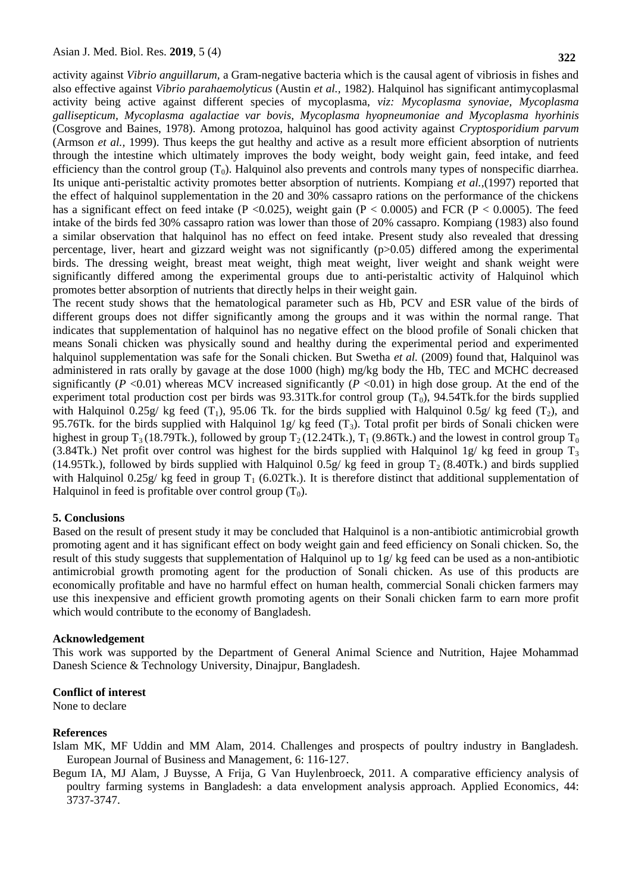activity against *Vibrio anguillarum,* a Gram-negative bacteria which is the causal agent of vibriosis in fishes and also effective against *Vibrio parahaemolyticus* (Austin *et al.,* 1982). Halquinol has significant antimycoplasmal activity being active against different species of mycoplasma, *viz: Mycoplasma synoviae, Mycoplasma gallisepticum, Mycoplasma agalactiae var bovis, Mycoplasma hyopneumoniae and Mycoplasma hyorhinis* (Cosgrove and Baines, 1978). Among protozoa, halquinol has good activity against *Cryptosporidium parvum* (Armson *et al.,* 1999). Thus keeps the gut healthy and active as a result more efficient absorption of nutrients through the intestine which ultimately improves the body weight, body weight gain, feed intake, and feed efficiency than the control group ($T_0$). Halquinol also prevents and controls many types of nonspecific diarrhea. Its unique anti-peristaltic activity promotes better absorption of nutrients. Kompiang *et al.,*(1997) reported that the effect of halquinol supplementation in the 20 and 30% cassapro rations on the performance of the chickens has a significant effect on feed intake ($P < 0.025$), weight gain ($P < 0.0005$) and FCR ($P < 0.0005$). The feed intake of the birds fed 30% cassapro ration was lower than those of 20% cassapro. Kompiang (1983) also found a similar observation that halquinol has no effect on feed intake. Present study also revealed that dressing percentage, liver, heart and gizzard weight was not significantly ($p>0.05$) differed among the experimental birds. The dressing weight, breast meat weight, thigh meat weight, liver weight and shank weight were significantly differed among the experimental groups due to anti-peristaltic activity of Halquinol which promotes better absorption of nutrients that directly helps in their weight gain.

The recent study shows that the hematological parameter such as Hb, PCV and ESR value of the birds of different groups does not differ significantly among the groups and it was within the normal range. That indicates that supplementation of halquinol has no negative effect on the blood profile of Sonali chicken that means Sonali chicken was physically sound and healthy during the experimental period and experimented halquinol supplementation was safe for the Sonali chicken. But Swetha *et al.* (2009) found that, Halquinol was administered in rats orally by gavage at the dose 1000 (high) mg/kg body the Hb, TEC and MCHC decreased significantly ($P < 0.01$) whereas MCV increased significantly ($P < 0.01$) in high dose group. At the end of the experiment total production cost per birds was 93.31Tk.for control group ($T_0$), 94.54Tk.for the birds supplied with Halquinol 0.25g/ kg feed ($T_1$), 95.06 Tk. for the birds supplied with Halquinol 0.5g/ kg feed ($T_2$), and 95.76Tk. for the birds supplied with Halquinol 1g/ kg feed ($T_3$). Total profit per birds of Sonali chicken were highest in group $T_3$ (18.79Tk.), followed by group $T_2$ (12.24Tk.), $T_1$ (9.86Tk.) and the lowest in control group $T_0$ (3.84Tk.) Net profit over control was highest for the birds supplied with Halquinol 1g/ kg feed in group $T_3$ (14.95Tk.), followed by birds supplied with Halquinol 0.5g/ kg feed in group $T_2$ (8.40Tk.) and birds supplied with Halquinol 0.25g/ kg feed in group $T_1$ (6.02Tk.). It is therefore distinct that additional supplementation of Halquinol in feed is profitable over control group ($T_0$).

## 5. Conclusions

Based on the result of present study it may be concluded that Halquinol is a non-antibiotic antimicrobial growth promoting agent and it has significant effect on body weight gain and feed efficiency on Sonali chicken. So, the result of this study suggests that supplementation of Halquinol up to 1g/ kg feed can be used as a non-antibiotic antimicrobial growth promoting agent for the production of Sonali chicken. As use of this products are economically profitable and have no harmful effect on human health, commercial Sonali chicken farmers may use this inexpensive and efficient growth promoting agents on their Sonali chicken farm to earn more profit which would contribute to the economy of Bangladesh.

## Acknowledgement

This work was supported by the Department of General Animal Science and Nutrition, Hajee Mohammad Danesh Science & Technology University, Dinajpur, Bangladesh.

## Conflict of interest

None to declare

## References

Islam MK, MF Uddin and MM Alam, 2014. Challenges and prospects of poultry industry in Bangladesh. European Journal of Business and Management, 6: 116-127.

Begum IA, MJ Alam, J Buysse, A Frija, G Van Huylenbroeck, 2011. A comparative efficiency analysis of poultry farming systems in Bangladesh: a data envelopment analysis approach. Applied Economics, 44: 3737-3747.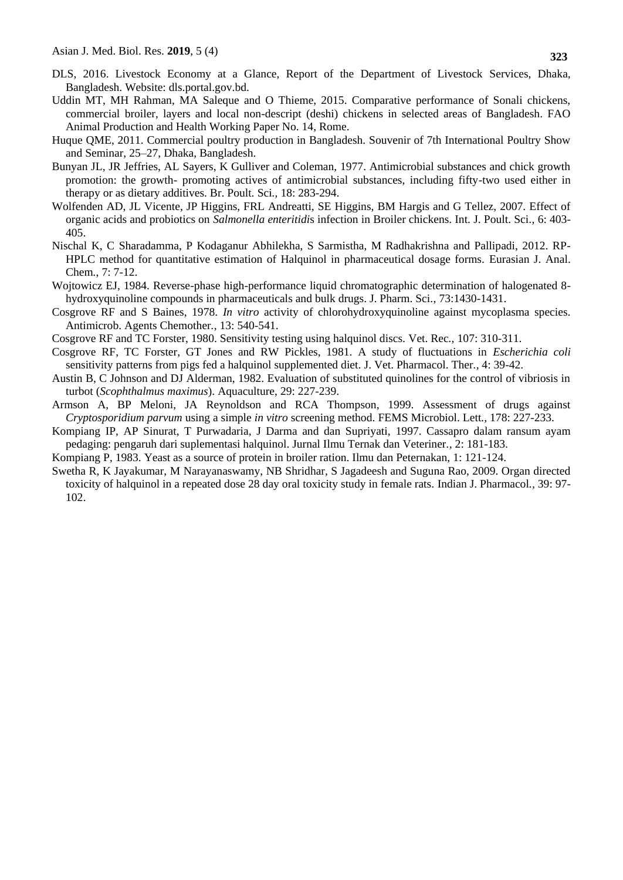DLS, 2016. Livestock Economy at a Glance, Report of the Department of Livestock Services, Dhaka, Bangladesh. Website: dls.portal.gov.bd.

Uddin MT, MH Rahman, MA Saleque and O Thieme, 2015. Comparative performance of Sonali chickens, commercial broiler, layers and local non-descript (deshi) chickens in selected areas of Bangladesh. FAO Animal Production and Health Working Paper No. 14, Rome.

Huque QME, 2011. Commercial poultry production in Bangladesh. Souvenir of 7th International Poultry Show and Seminar, 25–27, Dhaka, Bangladesh.

Bunyan JL, JR Jeffries, AL Sayers, K Gulliver and Coleman, 1977. Antimicrobial substances and chick growth promotion: the growth- promoting actives of antimicrobial substances, including fifty-two used either in therapy or as dietary additives. Br. Poult. Sci., 18: 283-294.

Wolfenden AD, JL Vicente, JP Higgins, FRL Andreatti, SE Higgins, BM Hargis and G Tellez, 2007. Effect of organic acids and probiotics on *Salmonella enteritidis* infection in Broiler chickens. Int. J. Poult. Sci., 6: 403-405.

Nischal K, C Sharadamma, P Kodaganur Abhilekha, S Sarmistha, M Radhakrishna and Pallipadi, 2012. RP-HPLC method for quantitative estimation of Halquinol in pharmaceutical dosage forms. Eurasian J. Anal. Chem., 7: 7-12.

Wojtowicz EJ, 1984. Reverse-phase high-performance liquid chromatographic determination of halogenated 8-hydroxyquinoline compounds in pharmaceuticals and bulk drugs. J. Pharm. Sci., 73:1430-1431.

Cosgrove RF and S Baines, 1978. *In vitro* activity of chlorohydroxyquinoline against mycoplasma species. Antimicrob. Agents Chemother., 13: 540-541.

Cosgrove RF and TC Forster, 1980. Sensitivity testing using halquinol discs. Vet. Rec., 107: 310-311.

Cosgrove RF, TC Forster, GT Jones and RW Pickles, 1981. A study of fluctuations in *Escherichia coli* sensitivity patterns from pigs fed a halquinol supplemented diet. J. Vet. Pharmacol. Ther., 4: 39-42.

Austin B, C Johnson and DJ Alderman, 1982. Evaluation of substituted quinolines for the control of vibriosis in turbot (*Scophthalmus maximus*). Aquaculture, 29: 227-239.

Armson A, BP Meloni, JA Reynoldson and RCA Thompson, 1999. Assessment of drugs against *Cryptosporidium parvum* using a simple *in vitro* screening method. FEMS Microbiol. Lett., 178: 227-233.

Kompiang IP, AP Sinurat, T Purwadaria, J Darma and dan Supriyati, 1997. Cassapro dalam ransum ayam pedaging: pengaruh dari suplementasi halquinol. Jurnal Ilmu Ternak dan Veteriner., 2: 181-183.

Kompiang P, 1983. Yeast as a source of protein in broiler ration. Ilmu dan Peternakan, 1: 121-124.

Swetha R, K Jayakumar, M Narayanaswamy, NB Shridhar, S Jagadeesh and Suguna Rao, 2009. Organ directed toxicity of halquinol in a repeated dose 28 day oral toxicity study in female rats. Indian J. Pharmacol., 39: 97-102.